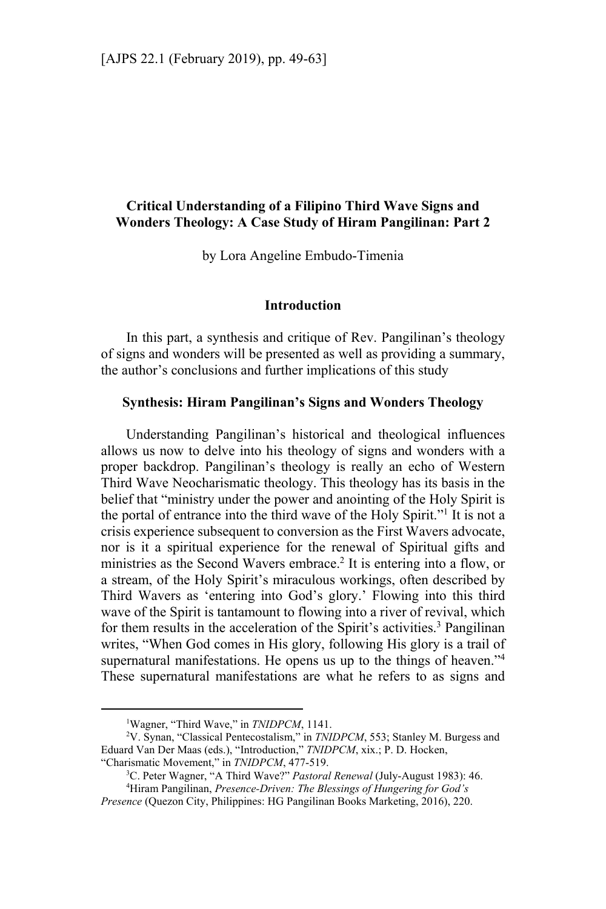# Critical Understanding of a Filipino Third Wave Signs and Wonders Theology: A Case Study of Hiram Pangilinan: Part 2

by Lora Angeline Embudo-Timenia

## Introduction

In this part, a synthesis and critique of Rev. Pangilinan's theology of signs and wonders will be presented as well as providing a summary, the author's conclusions and further implications of this study

## Synthesis: Hiram Pangilinan's Signs and Wonders Theology

Understanding Pangilinan's historical and theological influences allows us now to delve into his theology of signs and wonders with a proper backdrop. Pangilinan's theology is really an echo of Western Third Wave Neocharismatic theology. This theology has its basis in the belief that "ministry under the power and anointing of the Holy Spirit is the portal of entrance into the third wave of the Holy Spirit."[1] It is not a crisis experience subsequent to conversion as the First Wavers advocate, nor is it a spiritual experience for the renewal of Spiritual gifts and ministries as the Second Wavers embrace.[2] It is entering into a flow, or a stream, of the Holy Spirit's miraculous workings, often described by Third Wavers as 'entering into God's glory.' Flowing into this third wave of the Spirit is tantamount to flowing into a river of revival, which for them results in the acceleration of the Spirit's activities.[3] Pangilinan writes, "When God comes in His glory, following His glory is a trail of supernatural manifestations. He opens us up to the things of heaven."[4] These supernatural manifestations are what he refers to as signs and

---

[1]Wagner, "Third Wave," in *TNIDPCM*, 1141.

[2]V. Synan, "Classical Pentecostalism," in *TNIDPCM*, 553; Stanley M. Burgess and Eduard Van Der Maas (eds.), "Introduction," *TNIDPCM*, xix.; P. D. Hocken, "Charismatic Movement," in *TNIDPCM*, 477-519.

[3]C. Peter Wagner, "A Third Wave?" *Pastoral Renewal* (July-August 1983): 46.

[4]Hiram Pangilinan, *Presence-Driven: The Blessings of Hungering for God's Presence* (Quezon City, Philippines: HG Pangilinan Books Marketing, 2016), 220.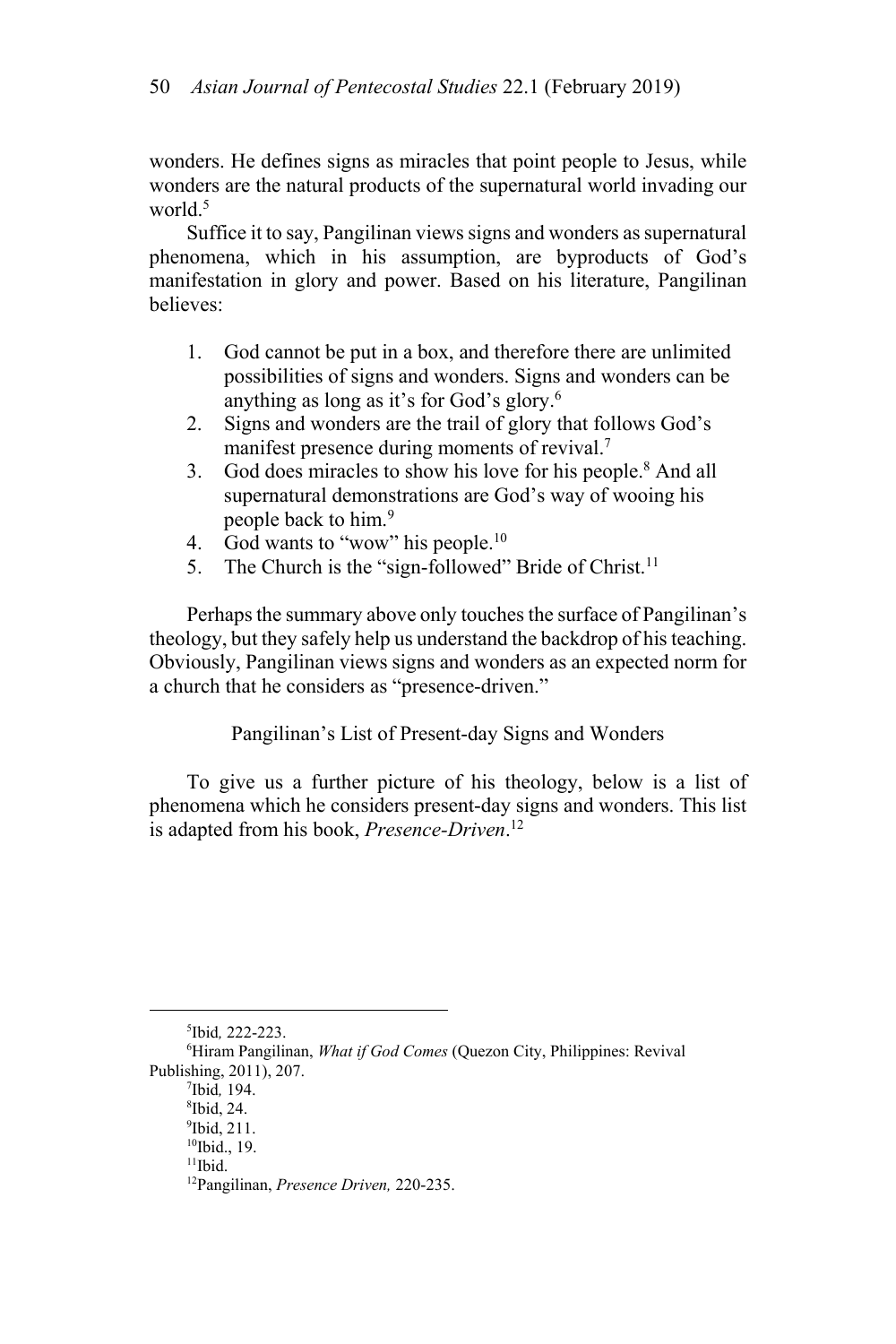wonders. He defines signs as miracles that point people to Jesus, while wonders are the natural products of the supernatural world invading our world.[5]

Suffice it to say, Pangilinan views signs and wonders as supernatural phenomena, which in his assumption, are byproducts of God's manifestation in glory and power. Based on his literature, Pangilinan believes:

1. God cannot be put in a box, and therefore there are unlimited possibilities of signs and wonders. Signs and wonders can be anything as long as it's for God's glory.[6]
2. Signs and wonders are the trail of glory that follows God's manifest presence during moments of revival.[7]
3. God does miracles to show his love for his people.[8] And all supernatural demonstrations are God's way of wooing his people back to him.[9]
4. God wants to "wow" his people.[10]
5. The Church is the "sign-followed" Bride of Christ.[11]

Perhaps the summary above only touches the surface of Pangilinan's theology, but they safely help us understand the backdrop of his teaching. Obviously, Pangilinan views signs and wonders as an expected norm for a church that he considers as "presence-driven."

## Pangilinan's List of Present-day Signs and Wonders

To give us a further picture of his theology, below is a list of phenomena which he considers present-day signs and wonders. This list is adapted from his book, *Presence-Driven*.[12]

---

[5] Ibid, 222-223.

[6] Hiram Pangilinan, *What if God Comes* (Quezon City, Philippines: Revival Publishing, 2011), 207.

[7] Ibid, 194.

[8] Ibid, 24.

[9] Ibid, 211.

[10] Ibid., 19.

[11] Ibid.

[12] Pangilinan, *Presence Driven,* 220-235.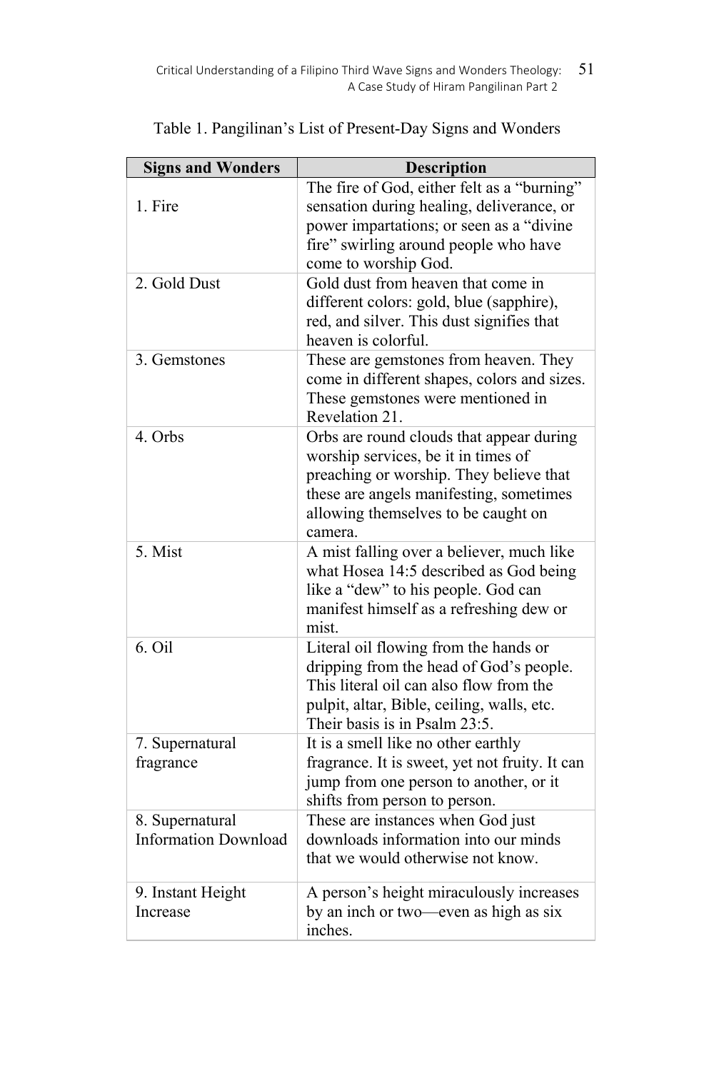Table 1. Pangilinan's List of Present-Day Signs and Wonders

| Signs and Wonders | Description |
|---|---|
| 1. Fire | The fire of God, either felt as a "burning" sensation during healing, deliverance, or power impartations; or seen as a "divine fire" swirling around people who have come to worship God. |
| 2. Gold Dust | Gold dust from heaven that come in different colors: gold, blue (sapphire), red, and silver. This dust signifies that heaven is colorful. |
| 3. Gemstones | These are gemstones from heaven. They come in different shapes, colors and sizes. These gemstones were mentioned in Revelation 21. |
| 4. Orbs | Orbs are round clouds that appear during worship services, be it in times of preaching or worship. They believe that these are angels manifesting, sometimes allowing themselves to be caught on camera. |
| 5. Mist | A mist falling over a believer, much like what Hosea 14:5 described as God being like a "dew" to his people. God can manifest himself as a refreshing dew or mist. |
| 6. Oil | Literal oil flowing from the hands or dripping from the head of God's people. This literal oil can also flow from the pulpit, altar, Bible, ceiling, walls, etc. Their basis is in Psalm 23:5. |
| 7. Supernatural fragrance | It is a smell like no other earthly fragrance. It is sweet, yet not fruity. It can jump from one person to another, or it shifts from person to person. |
| 8. Supernatural Information Download | These are instances when God just downloads information into our minds that we would otherwise not know. |
| 9. Instant Height Increase | A person's height miraculously increases by an inch or two—even as high as six inches. |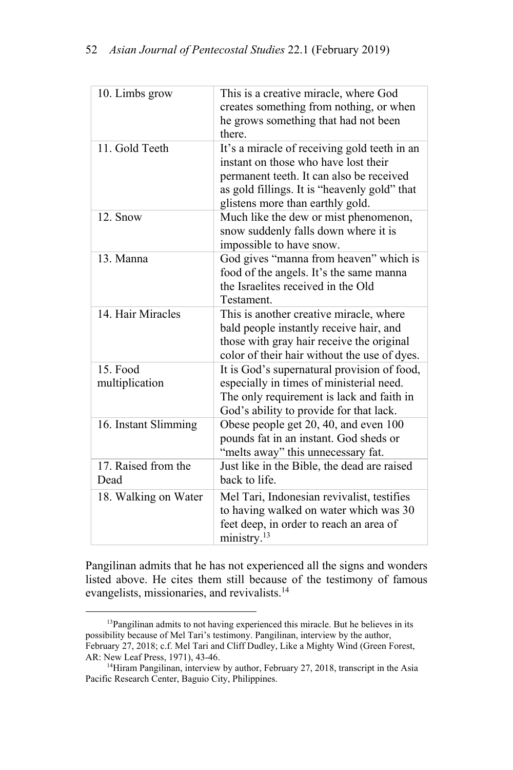| 10. Limbs grow | This is a creative miracle, where God creates something from nothing, or when he grows something that had not been there. |
|---|---|
| 11. Gold Teeth | It's a miracle of receiving gold teeth in an instant on those who have lost their permanent teeth. It can also be received as gold fillings. It is "heavenly gold" that glistens more than earthly gold. |
| 12. Snow | Much like the dew or mist phenomenon, snow suddenly falls down where it is impossible to have snow. |
| 13. Manna | God gives "manna from heaven" which is food of the angels. It's the same manna the Israelites received in the Old Testament. |
| 14. Hair Miracles | This is another creative miracle, where bald people instantly receive hair, and those with gray hair receive the original color of their hair without the use of dyes. |
| 15. Food multiplication | It is God's supernatural provision of food, especially in times of ministerial need. The only requirement is lack and faith in God's ability to provide for that lack. |
| 16. Instant Slimming | Obese people get 20, 40, and even 100 pounds fat in an instant. God sheds or "melts away" this unnecessary fat. |
| 17. Raised from the Dead | Just like in the Bible, the dead are raised back to life. |
| 18. Walking on Water | Mel Tari, Indonesian revivalist, testifies to having walked on water which was 30 feet deep, in order to reach an area of ministry.[13] |

Pangilinan admits that he has not experienced all the signs and wonders listed above. He cites them still because of the testimony of famous evangelists, missionaries, and revivalists.[14]

---

[13]Pangilinan admits to not having experienced this miracle. But he believes in its possibility because of Mel Tari's testimony. Pangilinan, interview by the author, February 27, 2018; c.f. Mel Tari and Cliff Dudley, Like a Mighty Wind (Green Forest, AR: New Leaf Press, 1971), 43-46.

[14]Hiram Pangilinan, interview by author, February 27, 2018, transcript in the Asia Pacific Research Center, Baguio City, Philippines.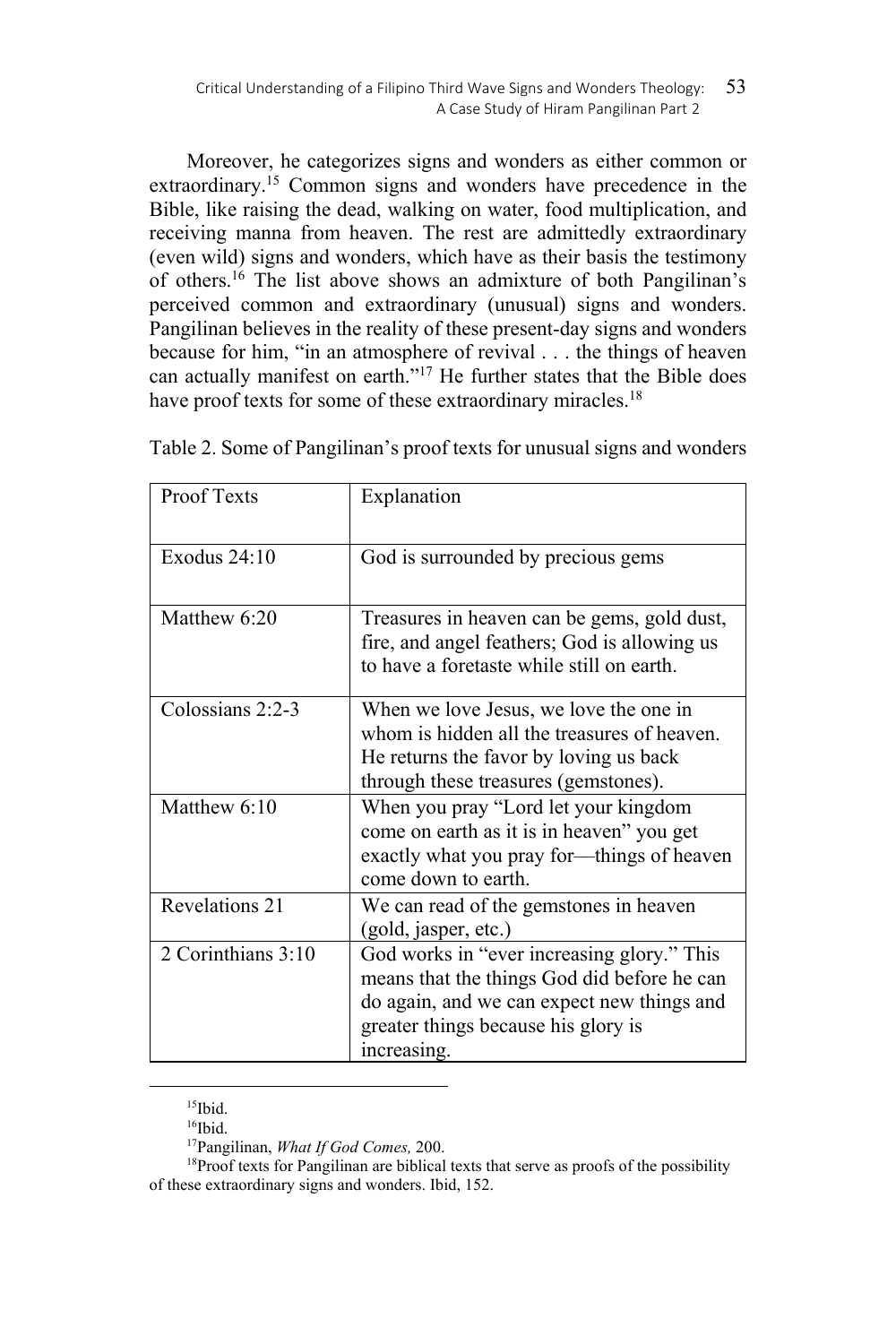Moreover, he categorizes signs and wonders as either common or extraordinary.[15] Common signs and wonders have precedence in the Bible, like raising the dead, walking on water, food multiplication, and receiving manna from heaven. The rest are admittedly extraordinary (even wild) signs and wonders, which have as their basis the testimony of others.[16] The list above shows an admixture of both Pangilinan's perceived common and extraordinary (unusual) signs and wonders. Pangilinan believes in the reality of these present-day signs and wonders because for him, "in an atmosphere of revival . . . the things of heaven can actually manifest on earth."[17] He further states that the Bible does have proof texts for some of these extraordinary miracles.[18]

Table 2. Some of Pangilinan's proof texts for unusual signs and wonders

| Proof Texts | Explanation |
|---|---|
| Exodus 24:10 | God is surrounded by precious gems |
| Matthew 6:20 | Treasures in heaven can be gems, gold dust, fire, and angel feathers; God is allowing us to have a foretaste while still on earth. |
| Colossians 2:2-3 | When we love Jesus, we love the one in whom is hidden all the treasures of heaven. He returns the favor by loving us back through these treasures (gemstones). |
| Matthew 6:10 | When you pray "Lord let your kingdom come on earth as it is in heaven" you get exactly what you pray for—things of heaven come down to earth. |
| Revelations 21 | We can read of the gemstones in heaven (gold, jasper, etc.) |
| 2 Corinthians 3:10 | God works in "ever increasing glory." This means that the things God did before he can do again, and we can expect new things and greater things because his glory is increasing. |

[15]Ibid.

[16]Ibid.

[17]Pangilinan, *What If God Comes,* 200.

[18]Proof texts for Pangilinan are biblical texts that serve as proofs of the possibility of these extraordinary signs and wonders. Ibid, 152.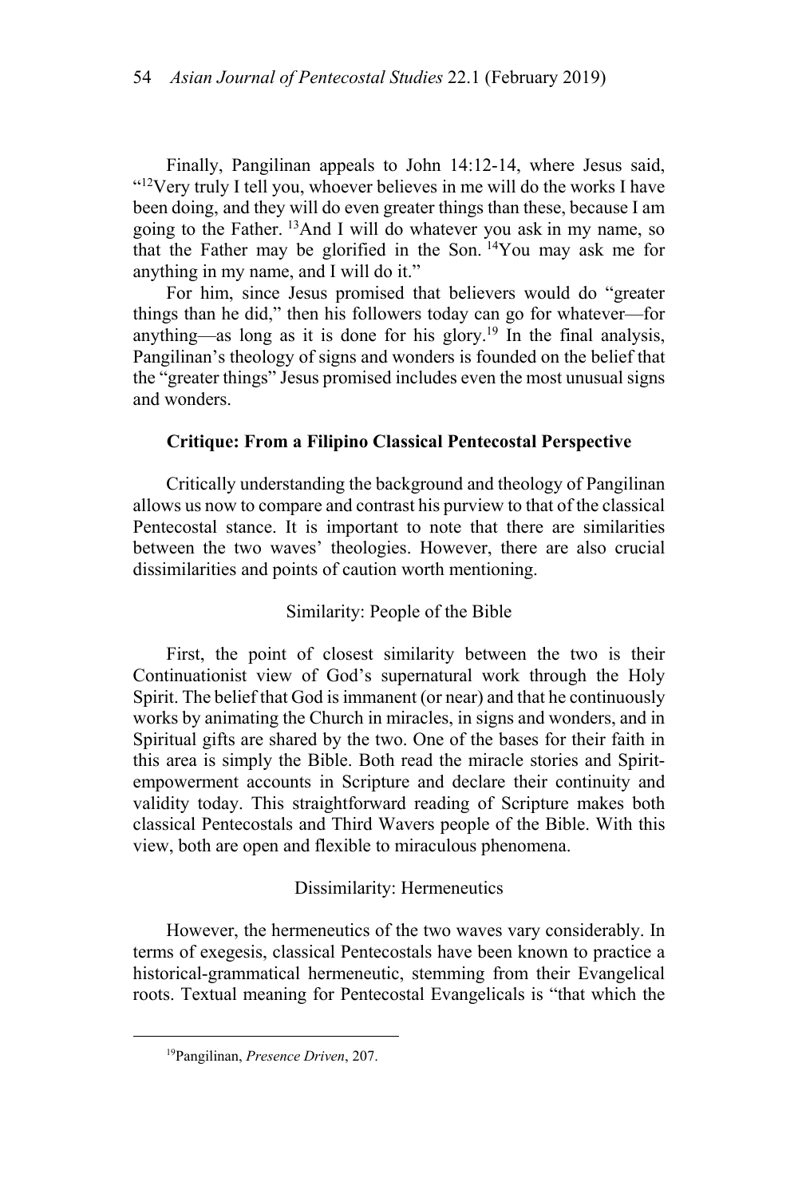Finally, Pangilinan appeals to John 14:12-14, where Jesus said, "[12]Very truly I tell you, whoever believes in me will do the works I have been doing, and they will do even greater things than these, because I am going to the Father. [13]And I will do whatever you ask in my name, so that the Father may be glorified in the Son. [14]You may ask me for anything in my name, and I will do it."

For him, since Jesus promised that believers would do "greater things than he did," then his followers today can go for whatever—for anything—as long as it is done for his glory.[19] In the final analysis, Pangilinan's theology of signs and wonders is founded on the belief that the "greater things" Jesus promised includes even the most unusual signs and wonders.

## Critique: From a Filipino Classical Pentecostal Perspective

Critically understanding the background and theology of Pangilinan allows us now to compare and contrast his purview to that of the classical Pentecostal stance. It is important to note that there are similarities between the two waves' theologies. However, there are also crucial dissimilarities and points of caution worth mentioning.

### Similarity: People of the Bible

First, the point of closest similarity between the two is their Continuationist view of God's supernatural work through the Holy Spirit. The belief that God is immanent (or near) and that he continuously works by animating the Church in miracles, in signs and wonders, and in Spiritual gifts are shared by the two. One of the bases for their faith in this area is simply the Bible. Both read the miracle stories and Spirit-empowerment accounts in Scripture and declare their continuity and validity today. This straightforward reading of Scripture makes both classical Pentecostals and Third Wavers people of the Bible. With this view, both are open and flexible to miraculous phenomena.

### Dissimilarity: Hermeneutics

However, the hermeneutics of the two waves vary considerably. In terms of exegesis, classical Pentecostals have been known to practice a historical-grammatical hermeneutic, stemming from their Evangelical roots. Textual meaning for Pentecostal Evangelicals is "that which the

---

[19]Pangilinan, *Presence Driven*, 207.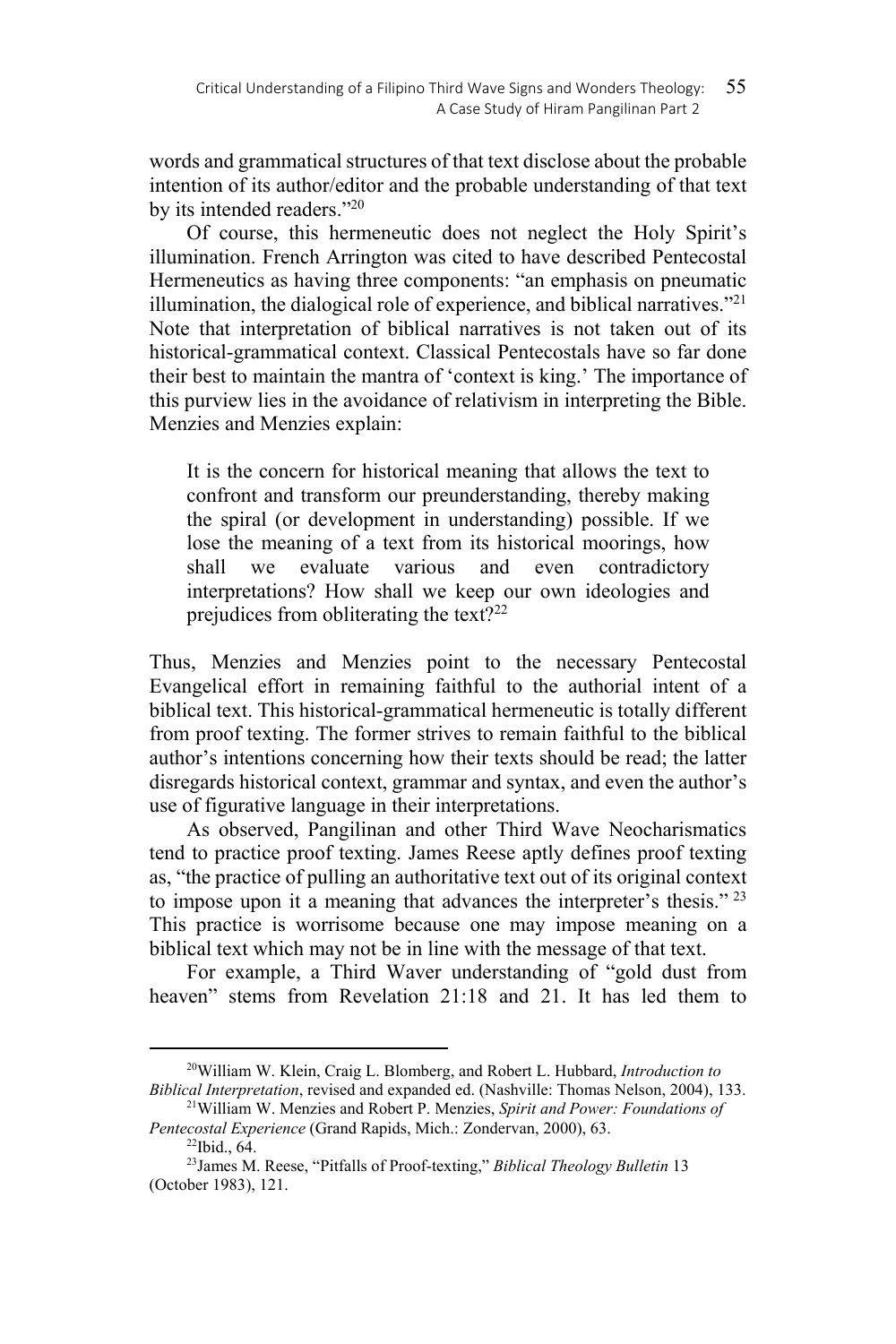words and grammatical structures of that text disclose about the probable intention of its author/editor and the probable understanding of that text by its intended readers."[20]

Of course, this hermeneutic does not neglect the Holy Spirit's illumination. French Arrington was cited to have described Pentecostal Hermeneutics as having three components: "an emphasis on pneumatic illumination, the dialogical role of experience, and biblical narratives."[21] Note that interpretation of biblical narratives is not taken out of its historical-grammatical context. Classical Pentecostals have so far done their best to maintain the mantra of 'context is king.' The importance of this purview lies in the avoidance of relativism in interpreting the Bible. Menzies and Menzies explain:

> It is the concern for historical meaning that allows the text to confront and transform our preunderstanding, thereby making the spiral (or development in understanding) possible. If we lose the meaning of a text from its historical moorings, how shall we evaluate various and even contradictory interpretations? How shall we keep our own ideologies and prejudices from obliterating the text?[22]

Thus, Menzies and Menzies point to the necessary Pentecostal Evangelical effort in remaining faithful to the authorial intent of a biblical text. This historical-grammatical hermeneutic is totally different from proof texting. The former strives to remain faithful to the biblical author's intentions concerning how their texts should be read; the latter disregards historical context, grammar and syntax, and even the author's use of figurative language in their interpretations.

As observed, Pangilinan and other Third Wave Neocharismatics tend to practice proof texting. James Reese aptly defines proof texting as, "the practice of pulling an authoritative text out of its original context to impose upon it a meaning that advances the interpreter's thesis." [23] This practice is worrisome because one may impose meaning on a biblical text which may not be in line with the message of that text.

For example, a Third Waver understanding of "gold dust from heaven" stems from Revelation 21:18 and 21. It has led them to

---

[20]William W. Klein, Craig L. Blomberg, and Robert L. Hubbard, *Introduction to Biblical Interpretation*, revised and expanded ed. (Nashville: Thomas Nelson, 2004), 133.

[21]William W. Menzies and Robert P. Menzies, *Spirit and Power: Foundations of Pentecostal Experience* (Grand Rapids, Mich.: Zondervan, 2000), 63.

[22]Ibid., 64.

[23]James M. Reese, "Pitfalls of Proof-texting," *Biblical Theology Bulletin* 13 (October 1983), 121.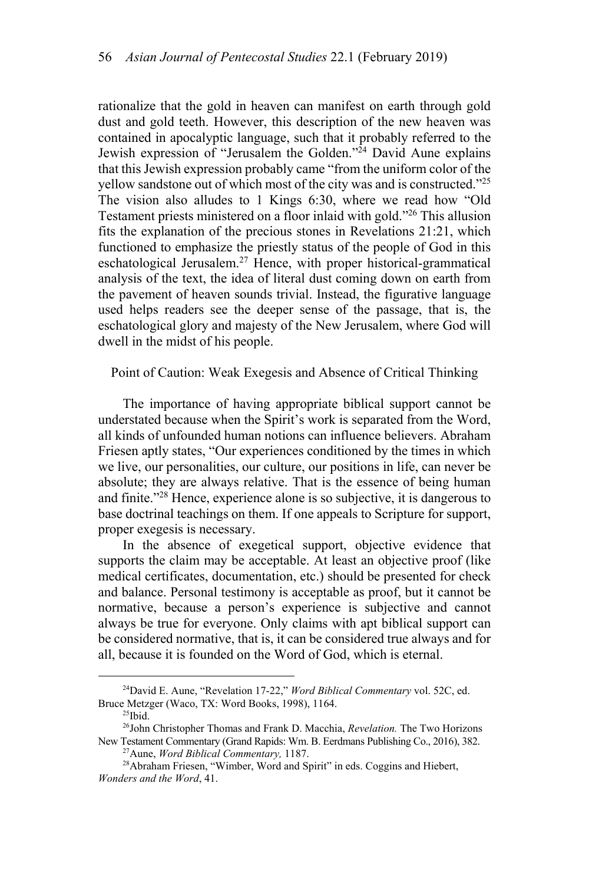rationalize that the gold in heaven can manifest on earth through gold dust and gold teeth. However, this description of the new heaven was contained in apocalyptic language, such that it probably referred to the Jewish expression of "Jerusalem the Golden."[24] David Aune explains that this Jewish expression probably came "from the uniform color of the yellow sandstone out of which most of the city was and is constructed."[25] The vision also alludes to 1 Kings 6:30, where we read how "Old Testament priests ministered on a floor inlaid with gold."[26] This allusion fits the explanation of the precious stones in Revelations 21:21, which functioned to emphasize the priestly status of the people of God in this eschatological Jerusalem.[27] Hence, with proper historical-grammatical analysis of the text, the idea of literal dust coming down on earth from the pavement of heaven sounds trivial. Instead, the figurative language used helps readers see the deeper sense of the passage, that is, the eschatological glory and majesty of the New Jerusalem, where God will dwell in the midst of his people.

## Point of Caution: Weak Exegesis and Absence of Critical Thinking

The importance of having appropriate biblical support cannot be understated because when the Spirit's work is separated from the Word, all kinds of unfounded human notions can influence believers. Abraham Friesen aptly states, "Our experiences conditioned by the times in which we live, our personalities, our culture, our positions in life, can never be absolute; they are always relative. That is the essence of being human and finite."[28] Hence, experience alone is so subjective, it is dangerous to base doctrinal teachings on them. If one appeals to Scripture for support, proper exegesis is necessary.

In the absence of exegetical support, objective evidence that supports the claim may be acceptable. At least an objective proof (like medical certificates, documentation, etc.) should be presented for check and balance. Personal testimony is acceptable as proof, but it cannot be normative, because a person's experience is subjective and cannot always be true for everyone. Only claims with apt biblical support can be considered normative, that is, it can be considered true always and for all, because it is founded on the Word of God, which is eternal.

---

[24]David E. Aune, "Revelation 17-22," *Word Biblical Commentary* vol. 52C, ed. Bruce Metzger (Waco, TX: Word Books, 1998), 1164.

[25]Ibid.

[26]John Christopher Thomas and Frank D. Macchia, *Revelation.* The Two Horizons New Testament Commentary (Grand Rapids: Wm. B. Eerdmans Publishing Co., 2016), 382.

[27]Aune, *Word Biblical Commentary,* 1187.

[28]Abraham Friesen, "Wimber, Word and Spirit" in eds. Coggins and Hiebert, *Wonders and the Word*, 41.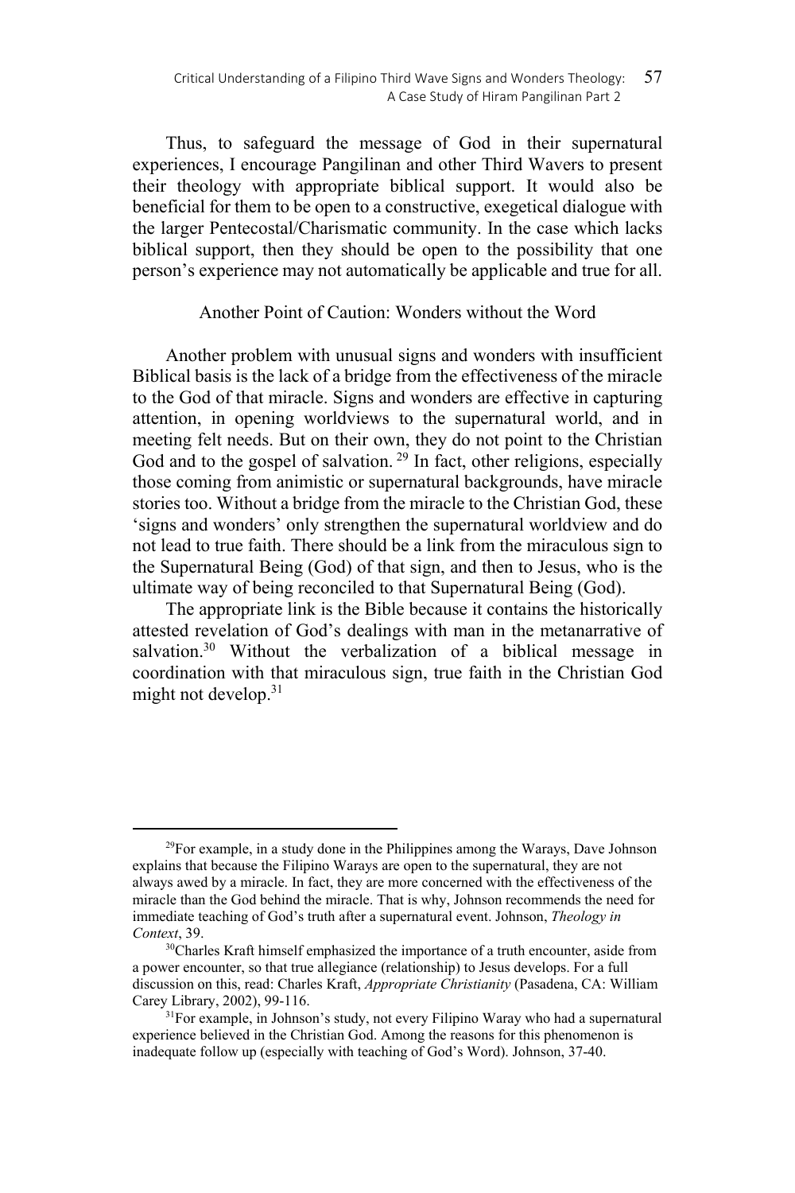Thus, to safeguard the message of God in their supernatural experiences, I encourage Pangilinan and other Third Wavers to present their theology with appropriate biblical support. It would also be beneficial for them to be open to a constructive, exegetical dialogue with the larger Pentecostal/Charismatic community. In the case which lacks biblical support, then they should be open to the possibility that one person's experience may not automatically be applicable and true for all.

## Another Point of Caution: Wonders without the Word

Another problem with unusual signs and wonders with insufficient Biblical basis is the lack of a bridge from the effectiveness of the miracle to the God of that miracle. Signs and wonders are effective in capturing attention, in opening worldviews to the supernatural world, and in meeting felt needs. But on their own, they do not point to the Christian God and to the gospel of salvation. [29] In fact, other religions, especially those coming from animistic or supernatural backgrounds, have miracle stories too. Without a bridge from the miracle to the Christian God, these 'signs and wonders' only strengthen the supernatural worldview and do not lead to true faith. There should be a link from the miraculous sign to the Supernatural Being (God) of that sign, and then to Jesus, who is the ultimate way of being reconciled to that Supernatural Being (God).

The appropriate link is the Bible because it contains the historically attested revelation of God's dealings with man in the metanarrative of salvation.[30] Without the verbalization of a biblical message in coordination with that miraculous sign, true faith in the Christian God might not develop.[31]

---

[29]For example, in a study done in the Philippines among the Warays, Dave Johnson explains that because the Filipino Warays are open to the supernatural, they are not always awed by a miracle. In fact, they are more concerned with the effectiveness of the miracle than the God behind the miracle. That is why, Johnson recommends the need for immediate teaching of God's truth after a supernatural event. Johnson, *Theology in Context*, 39.

[30]Charles Kraft himself emphasized the importance of a truth encounter, aside from a power encounter, so that true allegiance (relationship) to Jesus develops. For a full discussion on this, read: Charles Kraft, *Appropriate Christianity* (Pasadena, CA: William Carey Library, 2002), 99-116.

[31]For example, in Johnson's study, not every Filipino Waray who had a supernatural experience believed in the Christian God. Among the reasons for this phenomenon is inadequate follow up (especially with teaching of God's Word). Johnson, 37-40.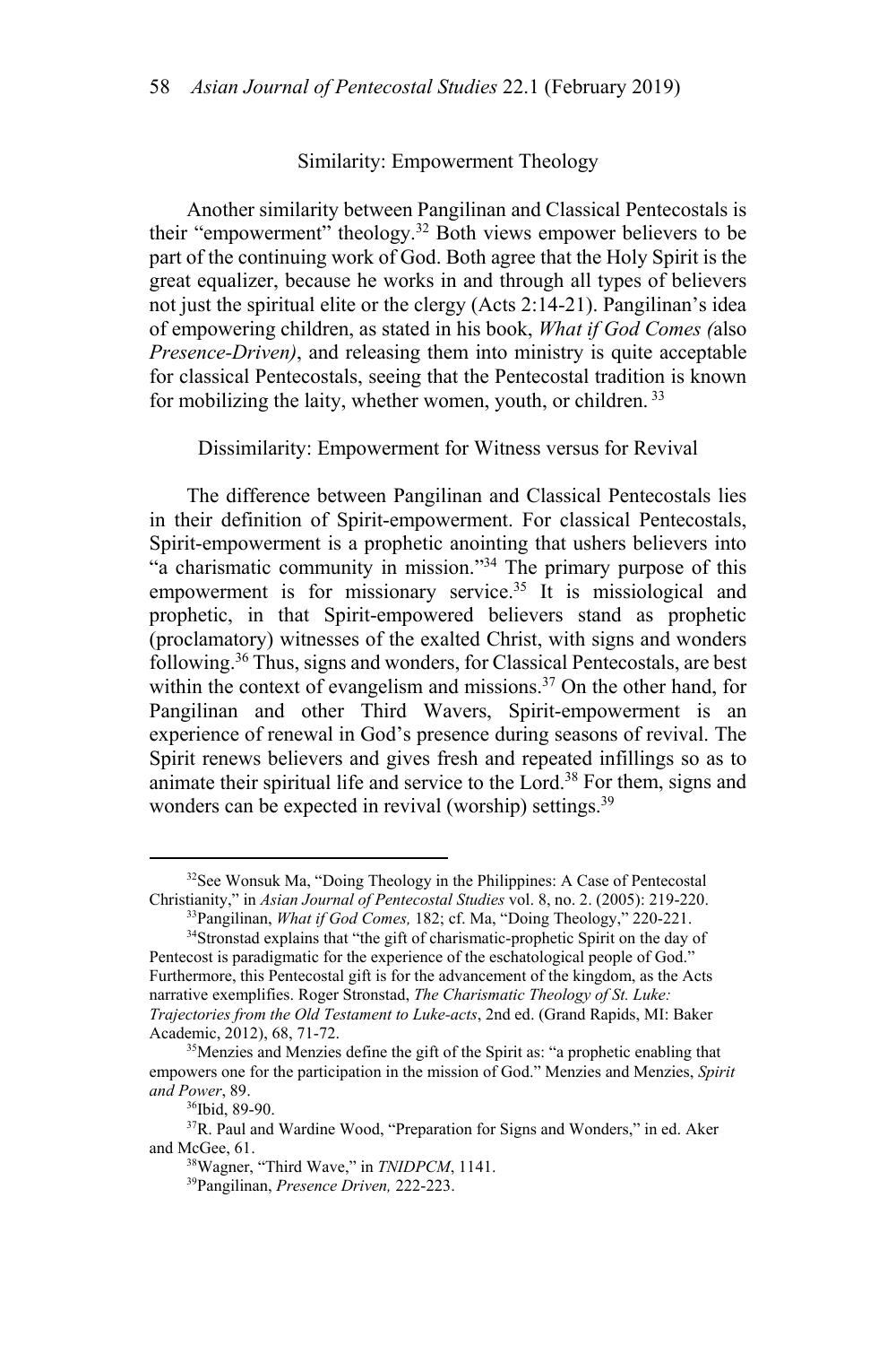### Similarity: Empowerment Theology

Another similarity between Pangilinan and Classical Pentecostals is their "empowerment" theology.[32] Both views empower believers to be part of the continuing work of God. Both agree that the Holy Spirit is the great equalizer, because he works in and through all types of believers not just the spiritual elite or the clergy (Acts 2:14-21). Pangilinan's idea of empowering children, as stated in his book, *What if God Comes (*also *Presence-Driven)*, and releasing them into ministry is quite acceptable for classical Pentecostals, seeing that the Pentecostal tradition is known for mobilizing the laity, whether women, youth, or children.[33]

### Dissimilarity: Empowerment for Witness versus for Revival

The difference between Pangilinan and Classical Pentecostals lies in their definition of Spirit-empowerment. For classical Pentecostals, Spirit-empowerment is a prophetic anointing that ushers believers into "a charismatic community in mission."[34] The primary purpose of this empowerment is for missionary service.[35] It is missiological and prophetic, in that Spirit-empowered believers stand as prophetic (proclamatory) witnesses of the exalted Christ, with signs and wonders following.[36] Thus, signs and wonders, for Classical Pentecostals, are best within the context of evangelism and missions.[37] On the other hand, for Pangilinan and other Third Wavers, Spirit-empowerment is an experience of renewal in God's presence during seasons of revival. The Spirit renews believers and gives fresh and repeated infillings so as to animate their spiritual life and service to the Lord.[38] For them, signs and wonders can be expected in revival (worship) settings.[39]

---

[32]See Wonsuk Ma, "Doing Theology in the Philippines: A Case of Pentecostal Christianity," in *Asian Journal of Pentecostal Studies* vol. 8, no. 2. (2005): 219-220.

[33]Pangilinan, *What if God Comes,* 182; cf. Ma, "Doing Theology," 220-221.

[34]Stronstad explains that "the gift of charismatic-prophetic Spirit on the day of Pentecost is paradigmatic for the experience of the eschatological people of God." Furthermore, this Pentecostal gift is for the advancement of the kingdom, as the Acts narrative exemplifies. Roger Stronstad, *The Charismatic Theology of St. Luke: Trajectories from the Old Testament to Luke-acts*, 2nd ed. (Grand Rapids, MI: Baker Academic, 2012), 68, 71-72.

[35]Menzies and Menzies define the gift of the Spirit as: "a prophetic enabling that empowers one for the participation in the mission of God." Menzies and Menzies, *Spirit and Power*, 89.

[36]Ibid, 89-90.

[37]R. Paul and Wardine Wood, "Preparation for Signs and Wonders," in ed. Aker and McGee, 61.

[38]Wagner, "Third Wave," in *TNIDPCM*, 1141.

[39]Pangilinan, *Presence Driven,* 222-223.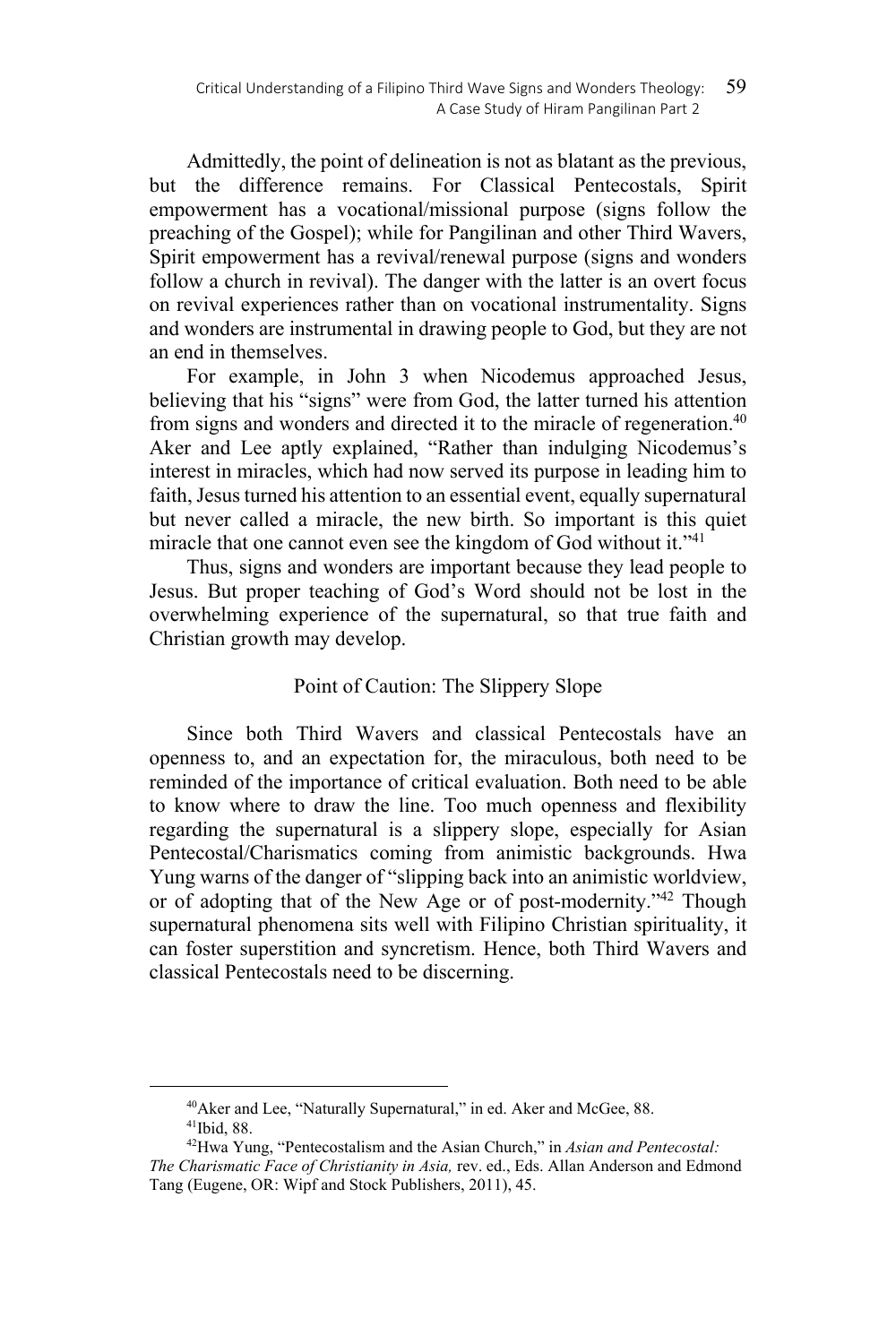Admittedly, the point of delineation is not as blatant as the previous, but the difference remains. For Classical Pentecostals, Spirit empowerment has a vocational/missional purpose (signs follow the preaching of the Gospel); while for Pangilinan and other Third Wavers, Spirit empowerment has a revival/renewal purpose (signs and wonders follow a church in revival). The danger with the latter is an overt focus on revival experiences rather than on vocational instrumentality. Signs and wonders are instrumental in drawing people to God, but they are not an end in themselves.

For example, in John 3 when Nicodemus approached Jesus, believing that his "signs" were from God, the latter turned his attention from signs and wonders and directed it to the miracle of regeneration.[40] Aker and Lee aptly explained, "Rather than indulging Nicodemus's interest in miracles, which had now served its purpose in leading him to faith, Jesus turned his attention to an essential event, equally supernatural but never called a miracle, the new birth. So important is this quiet miracle that one cannot even see the kingdom of God without it."[41]

Thus, signs and wonders are important because they lead people to Jesus. But proper teaching of God's Word should not be lost in the overwhelming experience of the supernatural, so that true faith and Christian growth may develop.

## Point of Caution: The Slippery Slope

Since both Third Wavers and classical Pentecostals have an openness to, and an expectation for, the miraculous, both need to be reminded of the importance of critical evaluation. Both need to be able to know where to draw the line. Too much openness and flexibility regarding the supernatural is a slippery slope, especially for Asian Pentecostal/Charismatics coming from animistic backgrounds. Hwa Yung warns of the danger of "slipping back into an animistic worldview, or of adopting that of the New Age or of post-modernity."[42] Though supernatural phenomena sits well with Filipino Christian spirituality, it can foster superstition and syncretism. Hence, both Third Wavers and classical Pentecostals need to be discerning.

---

[40] Aker and Lee, "Naturally Supernatural," in ed. Aker and McGee, 88.

[41] Ibid, 88.

[42] Hwa Yung, "Pentecostalism and the Asian Church," in *Asian and Pentecostal: The Charismatic Face of Christianity in Asia,* rev. ed., Eds. Allan Anderson and Edmond Tang (Eugene, OR: Wipf and Stock Publishers, 2011), 45.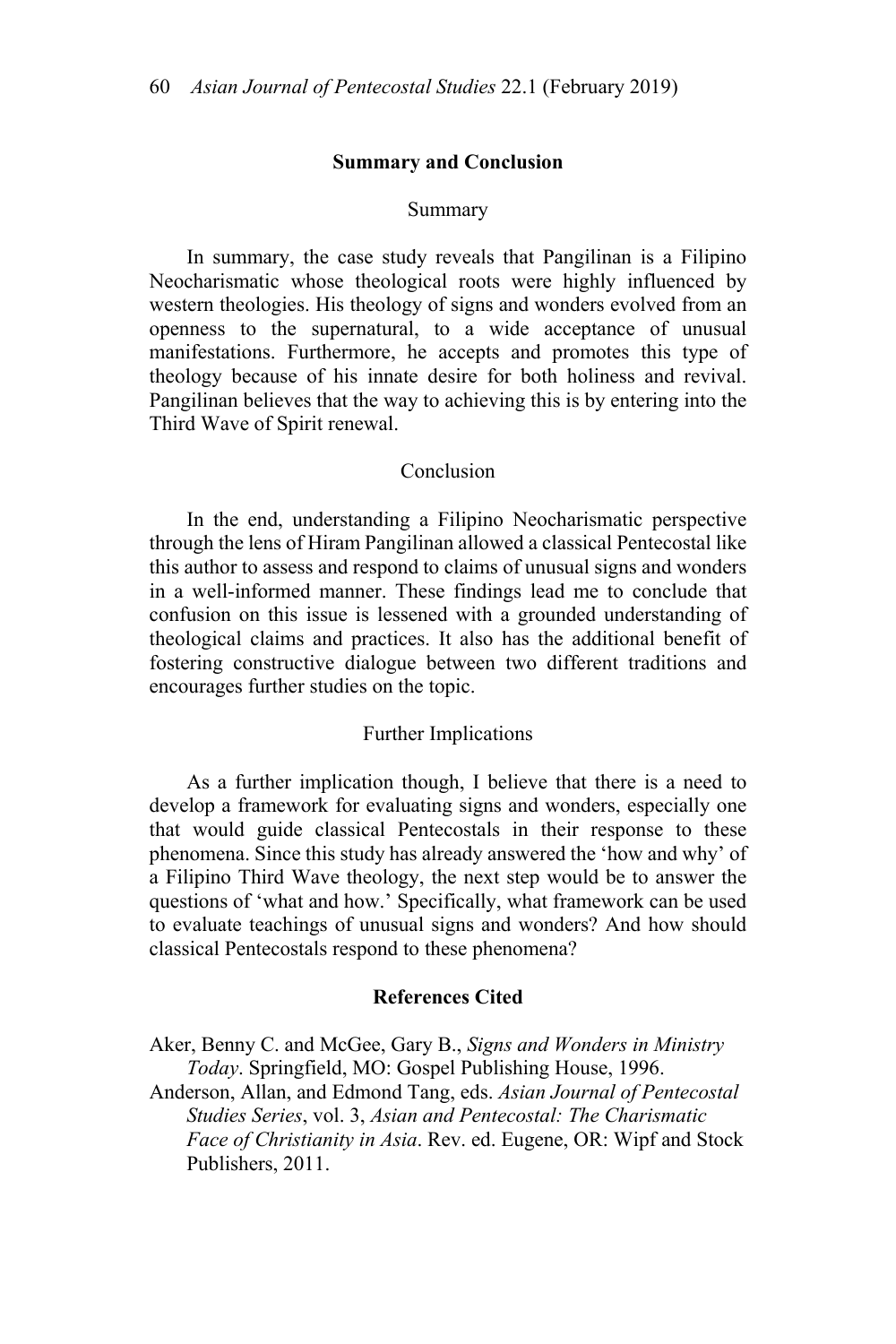## Summary and Conclusion

### Summary

In summary, the case study reveals that Pangilinan is a Filipino Neocharismatic whose theological roots were highly influenced by western theologies. His theology of signs and wonders evolved from an openness to the supernatural, to a wide acceptance of unusual manifestations. Furthermore, he accepts and promotes this type of theology because of his innate desire for both holiness and revival. Pangilinan believes that the way to achieving this is by entering into the Third Wave of Spirit renewal.

### Conclusion

In the end, understanding a Filipino Neocharismatic perspective through the lens of Hiram Pangilinan allowed a classical Pentecostal like this author to assess and respond to claims of unusual signs and wonders in a well-informed manner. These findings lead me to conclude that confusion on this issue is lessened with a grounded understanding of theological claims and practices. It also has the additional benefit of fostering constructive dialogue between two different traditions and encourages further studies on the topic.

### Further Implications

As a further implication though, I believe that there is a need to develop a framework for evaluating signs and wonders, especially one that would guide classical Pentecostals in their response to these phenomena. Since this study has already answered the 'how and why' of a Filipino Third Wave theology, the next step would be to answer the questions of 'what and how.' Specifically, what framework can be used to evaluate teachings of unusual signs and wonders? And how should classical Pentecostals respond to these phenomena?

## References Cited

Aker, Benny C. and McGee, Gary B., *Signs and Wonders in Ministry Today*. Springfield, MO: Gospel Publishing House, 1996.

Anderson, Allan, and Edmond Tang, eds. *Asian Journal of Pentecostal Studies Series*, vol. 3, *Asian and Pentecostal: The Charismatic Face of Christianity in Asia*. Rev. ed. Eugene, OR: Wipf and Stock Publishers, 2011.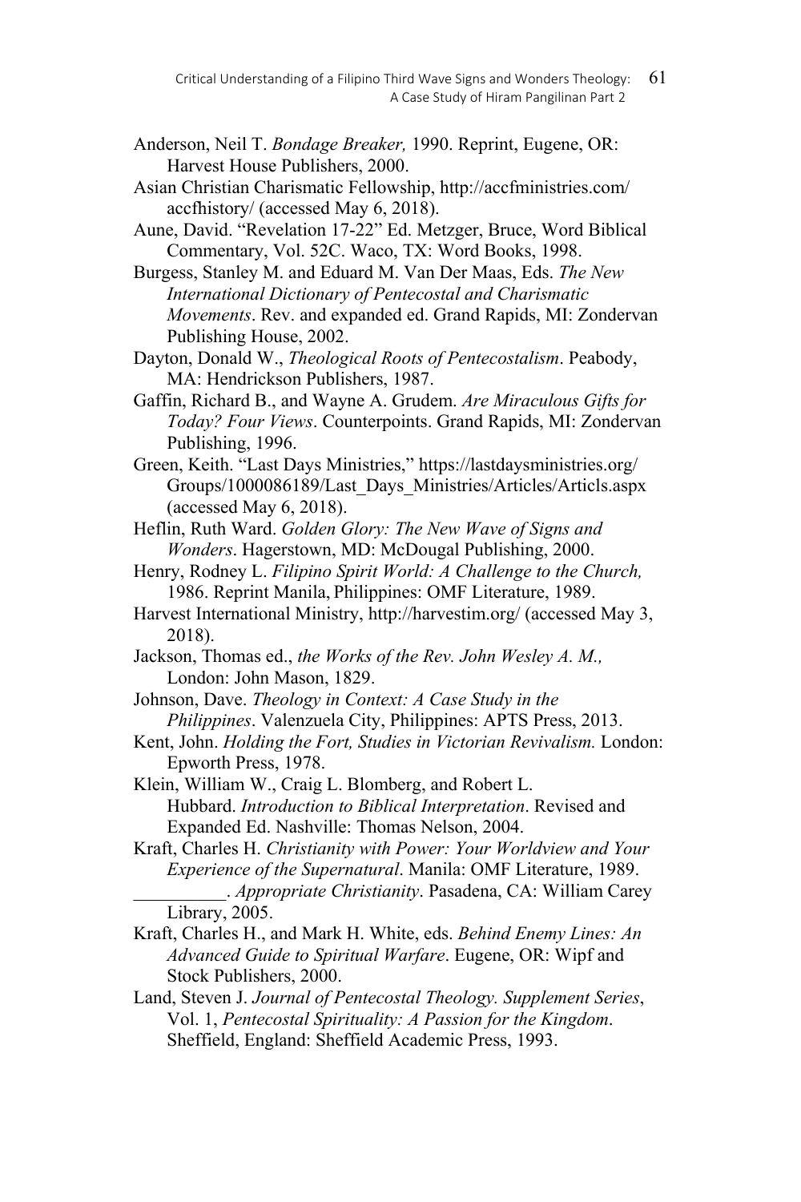Anderson, Neil T. *Bondage Breaker,* 1990. Reprint, Eugene, OR: Harvest House Publishers, 2000.

Asian Christian Charismatic Fellowship, http://accfministries.com/accfhistory/ (accessed May 6, 2018).

Aune, David. "Revelation 17-22" Ed. Metzger, Bruce, Word Biblical Commentary, Vol. 52C. Waco, TX: Word Books, 1998.

Burgess, Stanley M. and Eduard M. Van Der Maas, Eds. *The New International Dictionary of Pentecostal and Charismatic Movements*. Rev. and expanded ed. Grand Rapids, MI: Zondervan Publishing House, 2002.

Dayton, Donald W., *Theological Roots of Pentecostalism*. Peabody, MA: Hendrickson Publishers, 1987.

Gaffin, Richard B., and Wayne A. Grudem. *Are Miraculous Gifts for Today? Four Views*. Counterpoints. Grand Rapids, MI: Zondervan Publishing, 1996.

Green, Keith. "Last Days Ministries," https://lastdaysministries.org/Groups/1000086189/Last_Days_Ministries/Articles/Articls.aspx (accessed May 6, 2018).

Heflin, Ruth Ward. *Golden Glory: The New Wave of Signs and Wonders*. Hagerstown, MD: McDougal Publishing, 2000.

Henry, Rodney L. *Filipino Spirit World: A Challenge to the Church,* 1986. Reprint Manila, Philippines: OMF Literature, 1989.

Harvest International Ministry, http://harvestim.org/ (accessed May 3, 2018).

Jackson, Thomas ed., *the Works of the Rev. John Wesley A. M.,* London: John Mason, 1829.

Johnson, Dave. *Theology in Context: A Case Study in the Philippines*. Valenzuela City, Philippines: APTS Press, 2013.

Kent, John. *Holding the Fort, Studies in Victorian Revivalism.* London: Epworth Press, 1978.

Klein, William W., Craig L. Blomberg, and Robert L. Hubbard. *Introduction to Biblical Interpretation*. Revised and Expanded Ed. Nashville: Thomas Nelson, 2004.

Kraft, Charles H. *Christianity with Power: Your Worldview and Your Experience of the Supernatural*. Manila: OMF Literature, 1989.

__________. *Appropriate Christianity*. Pasadena, CA: William Carey Library, 2005.

Kraft, Charles H., and Mark H. White, eds. *Behind Enemy Lines: An Advanced Guide to Spiritual Warfare*. Eugene, OR: Wipf and Stock Publishers, 2000.

Land, Steven J. *Journal of Pentecostal Theology. Supplement Series*, Vol. 1, *Pentecostal Spirituality: A Passion for the Kingdom*. Sheffield, England: Sheffield Academic Press, 1993.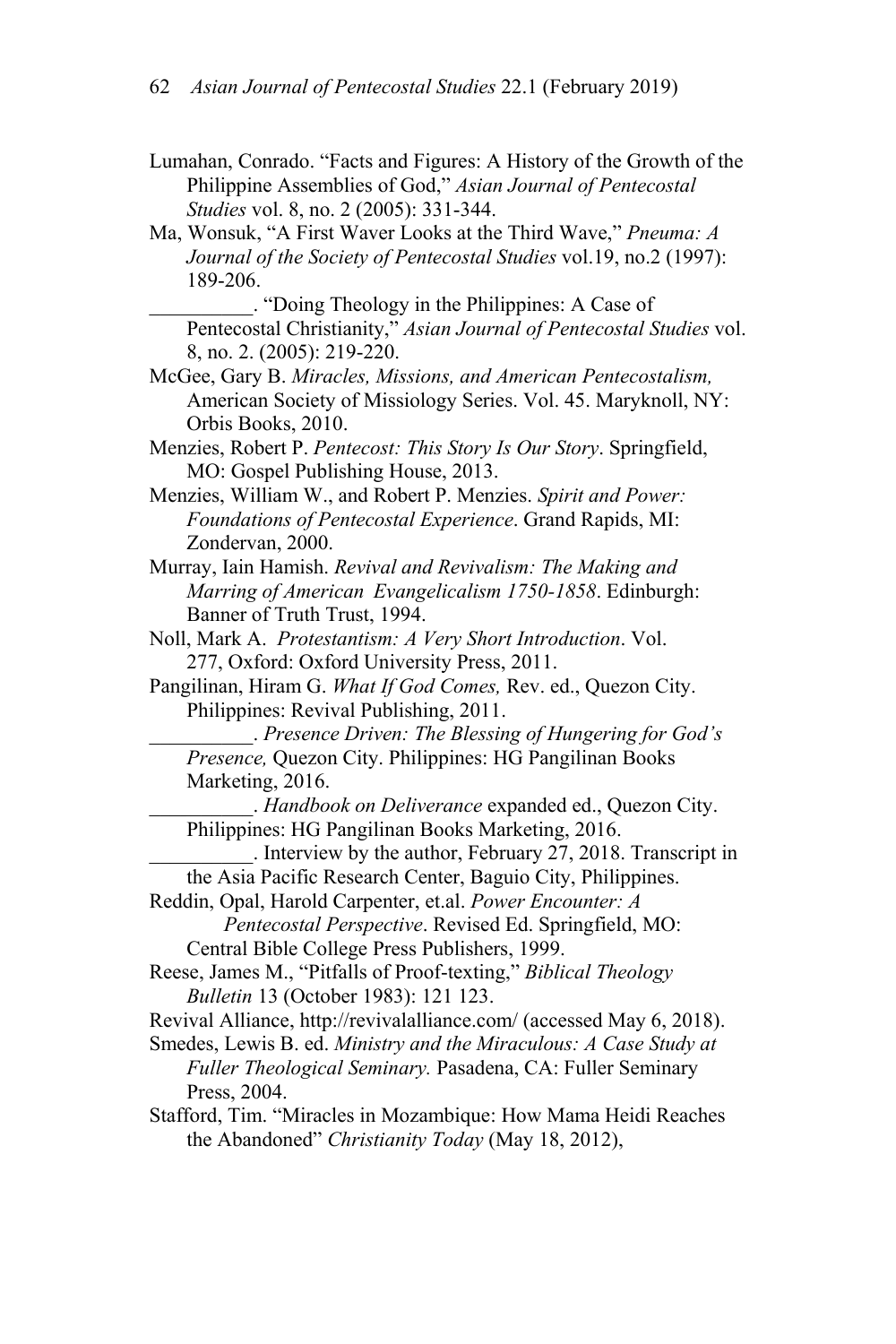Lumahan, Conrado. “Facts and Figures: A History of the Growth of the Philippine Assemblies of God,” *Asian Journal of Pentecostal Studies* vol. 8, no. 2 (2005): 331-344.

Ma, Wonsuk, “A First Waver Looks at the Third Wave,” *Pneuma: A Journal of the Society of Pentecostal Studies* vol.19, no.2 (1997): 189-206.

__________. “Doing Theology in the Philippines: A Case of Pentecostal Christianity,” *Asian Journal of Pentecostal Studies* vol. 8, no. 2. (2005): 219-220.

McGee, Gary B. *Miracles, Missions, and American Pentecostalism,* American Society of Missiology Series. Vol. 45. Maryknoll, NY: Orbis Books, 2010.

Menzies, Robert P. *Pentecost: This Story Is Our Story*. Springfield, MO: Gospel Publishing House, 2013.

Menzies, William W., and Robert P. Menzies. *Spirit and Power: Foundations of Pentecostal Experience*. Grand Rapids, MI: Zondervan, 2000.

Murray, Iain Hamish. *Revival and Revivalism: The Making and Marring of American Evangelicalism 1750-1858*. Edinburgh: Banner of Truth Trust, 1994.

Noll, Mark A. *Protestantism: A Very Short Introduction*. Vol. 277, Oxford: Oxford University Press, 2011.

Pangilinan, Hiram G. *What If God Comes,* Rev. ed., Quezon City. Philippines: Revival Publishing, 2011.

__________. *Presence Driven: The Blessing of Hungering for God’s Presence,* Quezon City. Philippines: HG Pangilinan Books Marketing, 2016.

__________. *Handbook on Deliverance* expanded ed., Quezon City. Philippines: HG Pangilinan Books Marketing, 2016.

__________. Interview by the author, February 27, 2018. Transcript in the Asia Pacific Research Center, Baguio City, Philippines.

Reddin, Opal, Harold Carpenter, et.al. *Power Encounter: A Pentecostal Perspective*. Revised Ed. Springfield, MO: Central Bible College Press Publishers, 1999.

Reese, James M., “Pitfalls of Proof-texting,” *Biblical Theology Bulletin* 13 (October 1983): 121 123.

Revival Alliance, http://revivalalliance.com/ (accessed May 6, 2018).

Smedes, Lewis B. ed. *Ministry and the Miraculous: A Case Study at Fuller Theological Seminary.* Pasadena, CA: Fuller Seminary Press, 2004.

Stafford, Tim. “Miracles in Mozambique: How Mama Heidi Reaches the Abandoned” *Christianity Today* (May 18, 2012),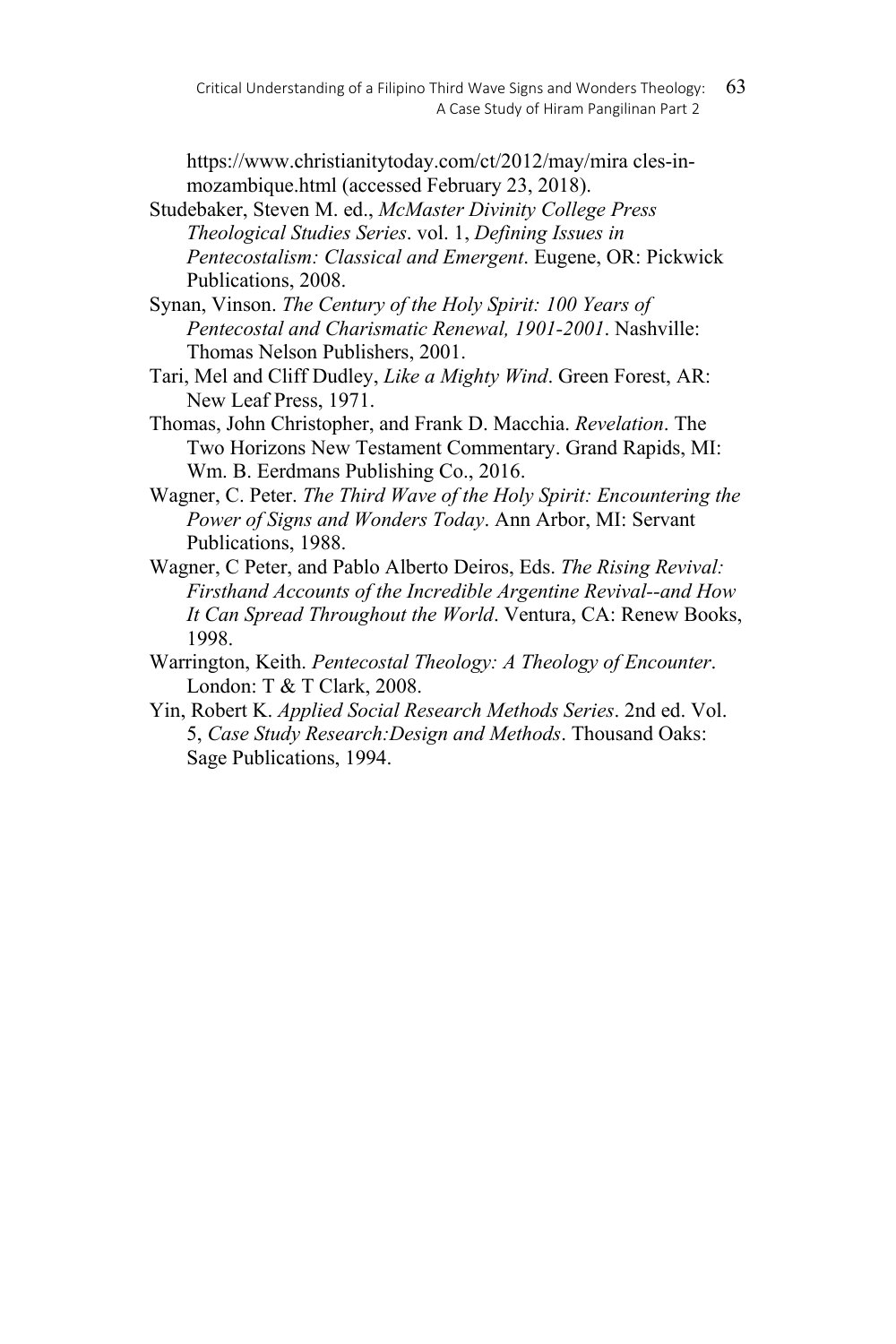https://www.christianitytoday.com/ct/2012/may/mira cles-in-mozambique.html (accessed February 23, 2018).

Studebaker, Steven M. ed., *McMaster Divinity College Press Theological Studies Series*. vol. 1, *Defining Issues in Pentecostalism: Classical and Emergent*. Eugene, OR: Pickwick Publications, 2008.

Synan, Vinson. *The Century of the Holy Spirit: 100 Years of Pentecostal and Charismatic Renewal, 1901-2001*. Nashville: Thomas Nelson Publishers, 2001.

Tari, Mel and Cliff Dudley, *Like a Mighty Wind*. Green Forest, AR: New Leaf Press, 1971.

Thomas, John Christopher, and Frank D. Macchia. *Revelation*. The Two Horizons New Testament Commentary. Grand Rapids, MI: Wm. B. Eerdmans Publishing Co., 2016.

Wagner, C. Peter. *The Third Wave of the Holy Spirit: Encountering the Power of Signs and Wonders Today*. Ann Arbor, MI: Servant Publications, 1988.

Wagner, C Peter, and Pablo Alberto Deiros, Eds. *The Rising Revival: Firsthand Accounts of the Incredible Argentine Revival--and How It Can Spread Throughout the World*. Ventura, CA: Renew Books, 1998.

Warrington, Keith. *Pentecostal Theology: A Theology of Encounter*. London: T & T Clark, 2008.

Yin, Robert K. *Applied Social Research Methods Series*. 2nd ed. Vol. 5, *Case Study Research:Design and Methods*. Thousand Oaks: Sage Publications, 1994.